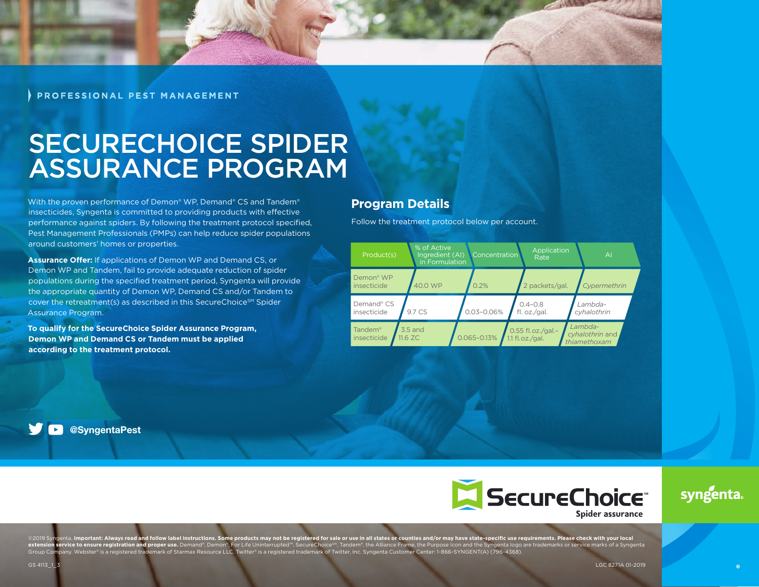PROFESSIONAL PEST MANAGEMENT

# SECURECHOICE SPIDER ASSURANCE PROGRAM

With the proven performance of Demon® WP, Demand® CS and Tandem® insecticides, Syngenta is committed to providing products with effective performance against spiders. By following the treatment protocol specified, Pest Management Professionals (PMPs) can help reduce spider populations around customers' homes or properties.

**Assurance Offer:** If applications of Demon WP and Demand CS, or Demon WP and Tandem, fail to provide adequate reduction of spider populations during the specified treatment period, Syngenta will provide the appropriate quantity of Demon WP, Demand CS and/or Tandem to cover the retreatment(s) as described in this SecureChoice℠ Spider Assurance Program.

**To qualify for the SecureChoice Spider Assurance Program, Demon WP and Demand CS or Tandem must be applied according to the treatment protocol.**

## Program Details

Follow the treatment protocol below per account.

| Product(s) | % of Active Ingredient (AI) in Formulation | Concentration | Application Rate | AI |
|---|---|---|---|---|
| Demon® WP insecticide | 40.0 WP | 0.2% | 2 packets/gal. | *Cypermethrin* |
| Demand® CS insecticide | 9.7 CS | 0.03–0.06% | 0.4–0.8 fl. oz./gal. | *Lambda-cyhalothrin* |
| Tandem® insecticide | 3.5 and 11.6 ZC | 0.065–0.13% | 0.55 fl.oz./gal.–1.1 fl.oz./gal. | *Lambda-cyhalothrin and thiamethoxam* |

@SyngentaPest

SecureChoice℠ Spider assurance

syngenta

©2019 Syngenta. **Important: Always read and follow label instructions. Some products may not be registered for sale or use in all states or counties and/or may have state-specific use requirements. Please check with your local extension service to ensure registration and proper use.** Demand®, Demon®, For Life Uninterrupted™, SecureChoice℠, Tandem®, the Alliance Frame, the Purpose Icon and the Syngenta logo are trademarks or service marks of a Syngenta Group Company. Webster® is a registered trademark of Starmax Resource LLC. Twitter® is a registered trademark of Twitter, Inc. Syngenta Customer Center: 1-866-SYNGENT(A) (796-4368).

GS 4113_1_3

LGC 8271A 01-2019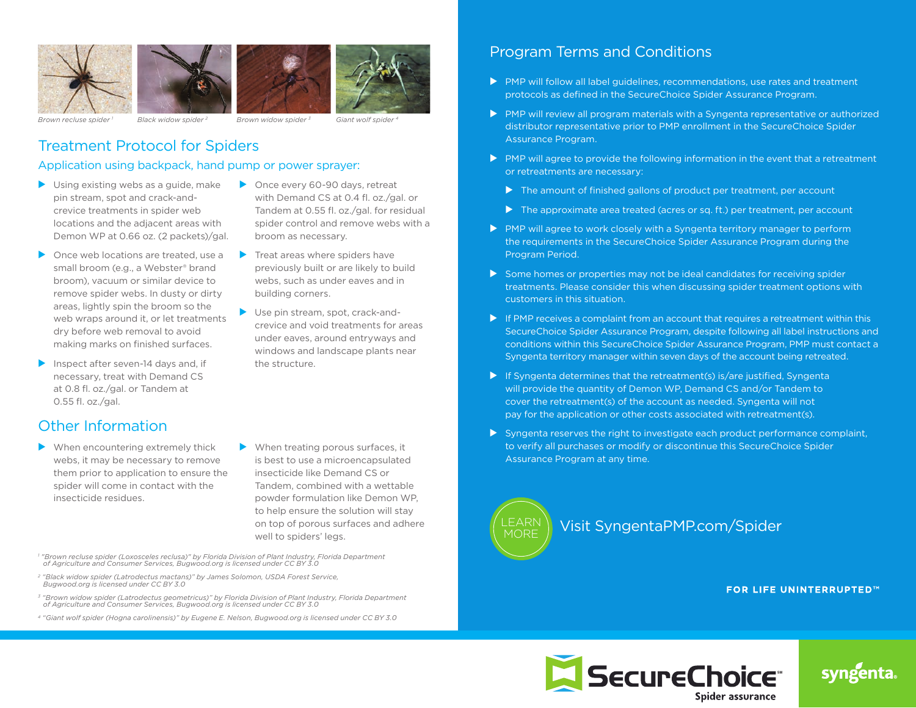Brown recluse spider[1] Black widow spider[2] Brown widow spider[3] Giant wolf spider[4]

## Treatment Protocol for Spiders

### Application using backpack, hand pump or power sprayer:

- Using existing webs as a guide, make pin stream, spot and crack-and-crevice treatments in spider web locations and the adjacent areas with Demon WP at 0.66 oz. (2 packets)/gal.
- Once web locations are treated, use a small broom (e.g., a Webster® brand broom), vacuum or similar device to remove spider webs. In dusty or dirty areas, lightly spin the broom so the web wraps around it, or let treatments dry before web removal to avoid making marks on finished surfaces.
- Inspect after seven-14 days and, if necessary, treat with Demand CS at 0.8 fl. oz./gal. or Tandem at 0.55 fl. oz./gal.
- Once every 60-90 days, retreat with Demand CS at 0.4 fl. oz./gal. or Tandem at 0.55 fl. oz./gal. for residual spider control and remove webs with a broom as necessary.
- Treat areas where spiders have previously built or are likely to build webs, such as under eaves and in building corners.
- Use pin stream, spot, crack-and-crevice and void treatments for areas under eaves, around entryways and windows and landscape plants near the structure.

## Other Information

- When encountering extremely thick webs, it may be necessary to remove them prior to application to ensure the spider will come in contact with the insecticide residues.
- When treating porous surfaces, it is best to use a microencapsulated insecticide like Demand CS or Tandem, combined with a wettable powder formulation like Demon WP, to help ensure the solution will stay on top of porous surfaces and adhere well to spiders' legs.

*[1] "Brown recluse spider (Loxosceles reclusa)" by Florida Division of Plant Industry, Florida Department of Agriculture and Consumer Services, Bugwood.org is licensed under CC BY 3.0*

*[2] "Black widow spider (Latrodectus mactans)" by James Solomon, USDA Forest Service, Bugwood.org is licensed under CC BY 3.0*

*[3] "Brown widow spider (Latrodectus geometricus)" by Florida Division of Plant Industry, Florida Department of Agriculture and Consumer Services, Bugwood.org is licensed under CC BY 3.0*

*[4] "Giant wolf spider (Hogna carolinensis)" by Eugene E. Nelson, Bugwood.org is licensed under CC BY 3.0*

## Program Terms and Conditions

- PMP will follow all label guidelines, recommendations, use rates and treatment protocols as defined in the SecureChoice Spider Assurance Program.
- PMP will review all program materials with a Syngenta representative or authorized distributor representative prior to PMP enrollment in the SecureChoice Spider Assurance Program.
- PMP will agree to provide the following information in the event that a retreatment or retreatments are necessary:
  - The amount of finished gallons of product per treatment, per account
  - The approximate area treated (acres or sq. ft.) per treatment, per account
- PMP will agree to work closely with a Syngenta territory manager to perform the requirements in the SecureChoice Spider Assurance Program during the Program Period.
- Some homes or properties may not be ideal candidates for receiving spider treatments. Please consider this when discussing spider treatment options with customers in this situation.
- If PMP receives a complaint from an account that requires a retreatment within this SecureChoice Spider Assurance Program, despite following all label instructions and conditions within this SecureChoice Spider Assurance Program, PMP must contact a Syngenta territory manager within seven days of the account being retreated.
- If Syngenta determines that the retreatment(s) is/are justified, Syngenta will provide the quantity of Demon WP, Demand CS and/or Tandem to cover the retreatment(s) of the account as needed. Syngenta will not pay for the application or other costs associated with retreatment(s).
- Syngenta reserves the right to investigate each product performance complaint, to verify all purchases or modify or discontinue this SecureChoice Spider Assurance Program at any time.

LEARN MORE Visit SyngentaPMP.com/Spider

FOR LIFE UNINTERRUPTED™

SecureChoice℠ Spider assurance

syngenta®